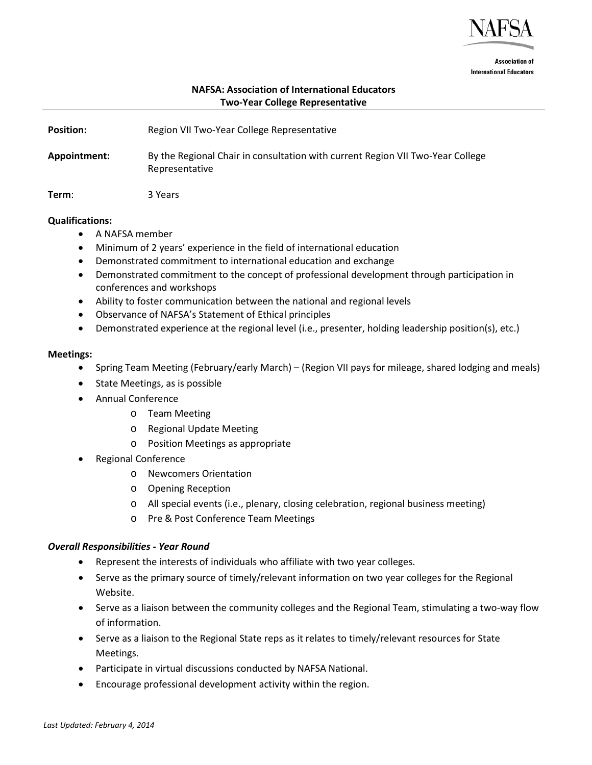NAFSA

Association of International Educators

## NAFSA: Association of International Educators
## Two-Year College Representative

---

**Position:** Region VII Two-Year College Representative

**Appointment:** By the Regional Chair in consultation with current Region VII Two-Year College Representative

**Term**: 3 Years

**Qualifications:**

- A NAFSA member
- Minimum of 2 years' experience in the field of international education
- Demonstrated commitment to international education and exchange
- Demonstrated commitment to the concept of professional development through participation in conferences and workshops
- Ability to foster communication between the national and regional levels
- Observance of NAFSA's Statement of Ethical principles
- Demonstrated experience at the regional level (i.e., presenter, holding leadership position(s), etc.)

**Meetings:**

- Spring Team Meeting (February/early March) – (Region VII pays for mileage, shared lodging and meals)
- State Meetings, as is possible
- Annual Conference
    - Team Meeting
    - Regional Update Meeting
    - Position Meetings as appropriate
- Regional Conference
    - Newcomers Orientation
    - Opening Reception
    - All special events (i.e., plenary, closing celebration, regional business meeting)
    - Pre & Post Conference Team Meetings

***Overall Responsibilities - Year Round***

- Represent the interests of individuals who affiliate with two year colleges.
- Serve as the primary source of timely/relevant information on two year colleges for the Regional Website.
- Serve as a liaison between the community colleges and the Regional Team, stimulating a two-way flow of information.
- Serve as a liaison to the Regional State reps as it relates to timely/relevant resources for State Meetings.
- Participate in virtual discussions conducted by NAFSA National.
- Encourage professional development activity within the region.

*Last Updated: February 4, 2014*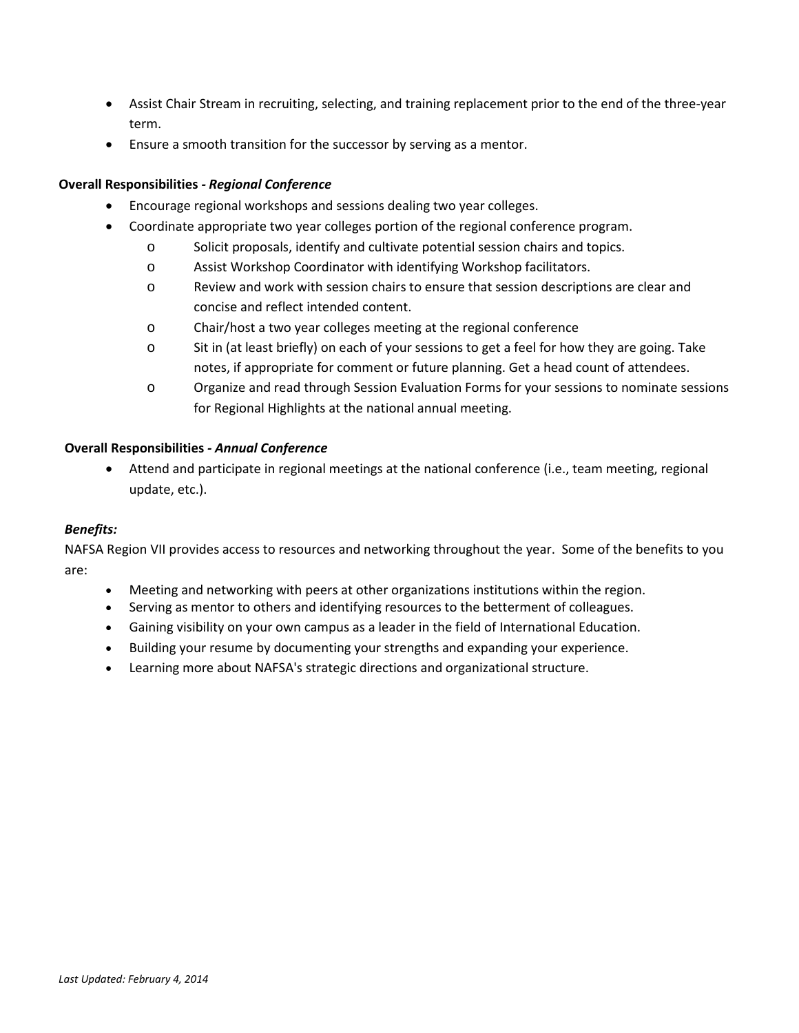- Assist Chair Stream in recruiting, selecting, and training replacement prior to the end of the three-year term.
- Ensure a smooth transition for the successor by serving as a mentor.

**Overall Responsibilities -** ***Regional Conference***

- Encourage regional workshops and sessions dealing two year colleges.
- Coordinate appropriate two year colleges portion of the regional conference program.
  - Solicit proposals, identify and cultivate potential session chairs and topics.
  - Assist Workshop Coordinator with identifying Workshop facilitators.
  - Review and work with session chairs to ensure that session descriptions are clear and concise and reflect intended content.
  - Chair/host a two year colleges meeting at the regional conference
  - Sit in (at least briefly) on each of your sessions to get a feel for how they are going. Take notes, if appropriate for comment or future planning. Get a head count of attendees.
  - Organize and read through Session Evaluation Forms for your sessions to nominate sessions for Regional Highlights at the national annual meeting.

**Overall Responsibilities -** ***Annual Conference***

- Attend and participate in regional meetings at the national conference (i.e., team meeting, regional update, etc.).

***Benefits:***

NAFSA Region VII provides access to resources and networking throughout the year. Some of the benefits to you are:

- Meeting and networking with peers at other organizations institutions within the region.
- Serving as mentor to others and identifying resources to the betterment of colleagues.
- Gaining visibility on your own campus as a leader in the field of International Education.
- Building your resume by documenting your strengths and expanding your experience.
- Learning more about NAFSA's strategic directions and organizational structure.

*Last Updated: February 4, 2014*